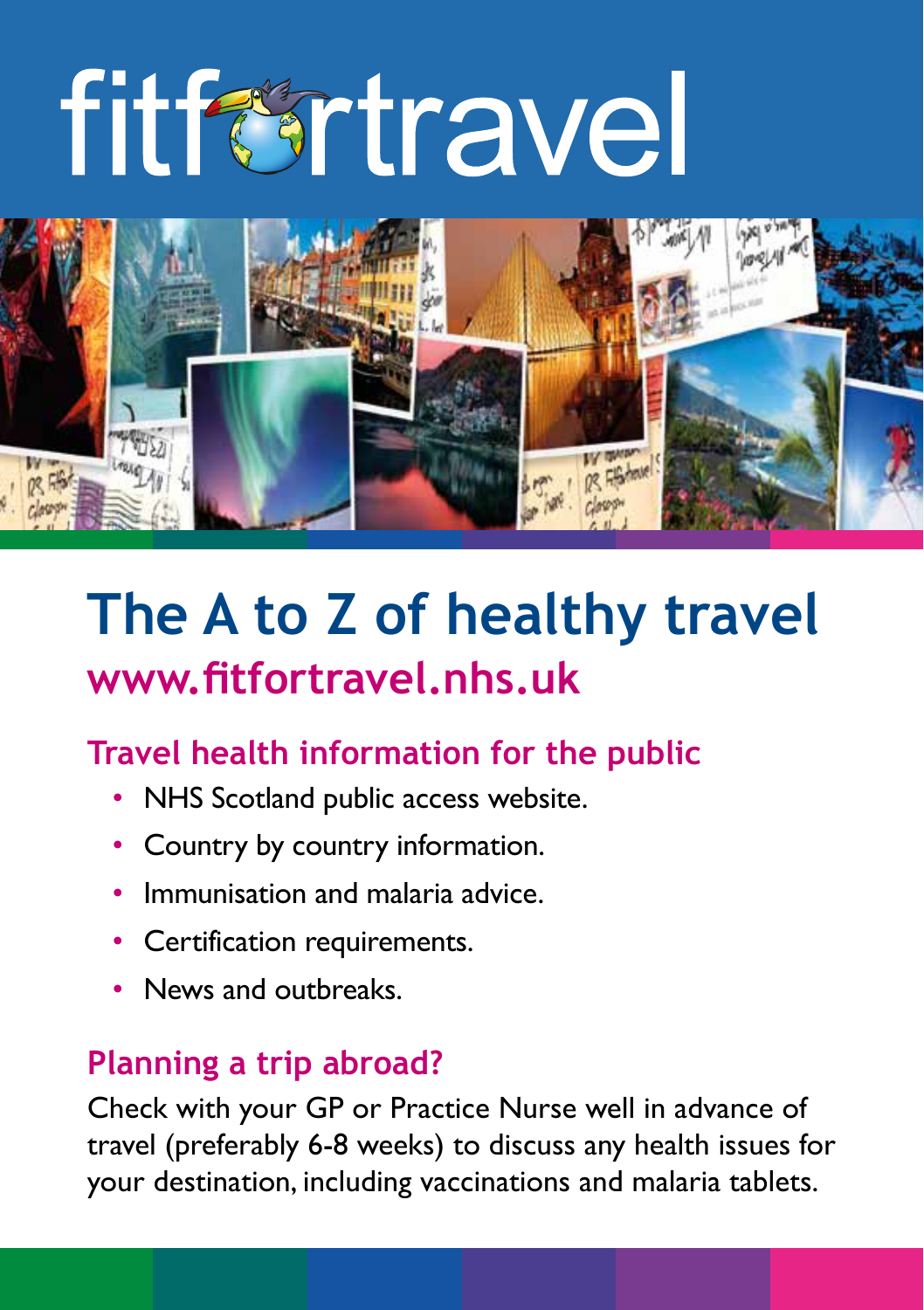fitfortravel

# The A to Z of healthy travel

## www.fitfortravel.nhs.uk

### Travel health information for the public

- NHS Scotland public access website.
- Country by country information.
- Immunisation and malaria advice.
- Certification requirements.
- News and outbreaks.

### Planning a trip abroad?

Check with your GP or Practice Nurse well in advance of travel (preferably 6-8 weeks) to discuss any health issues for your destination, including vaccinations and malaria tablets.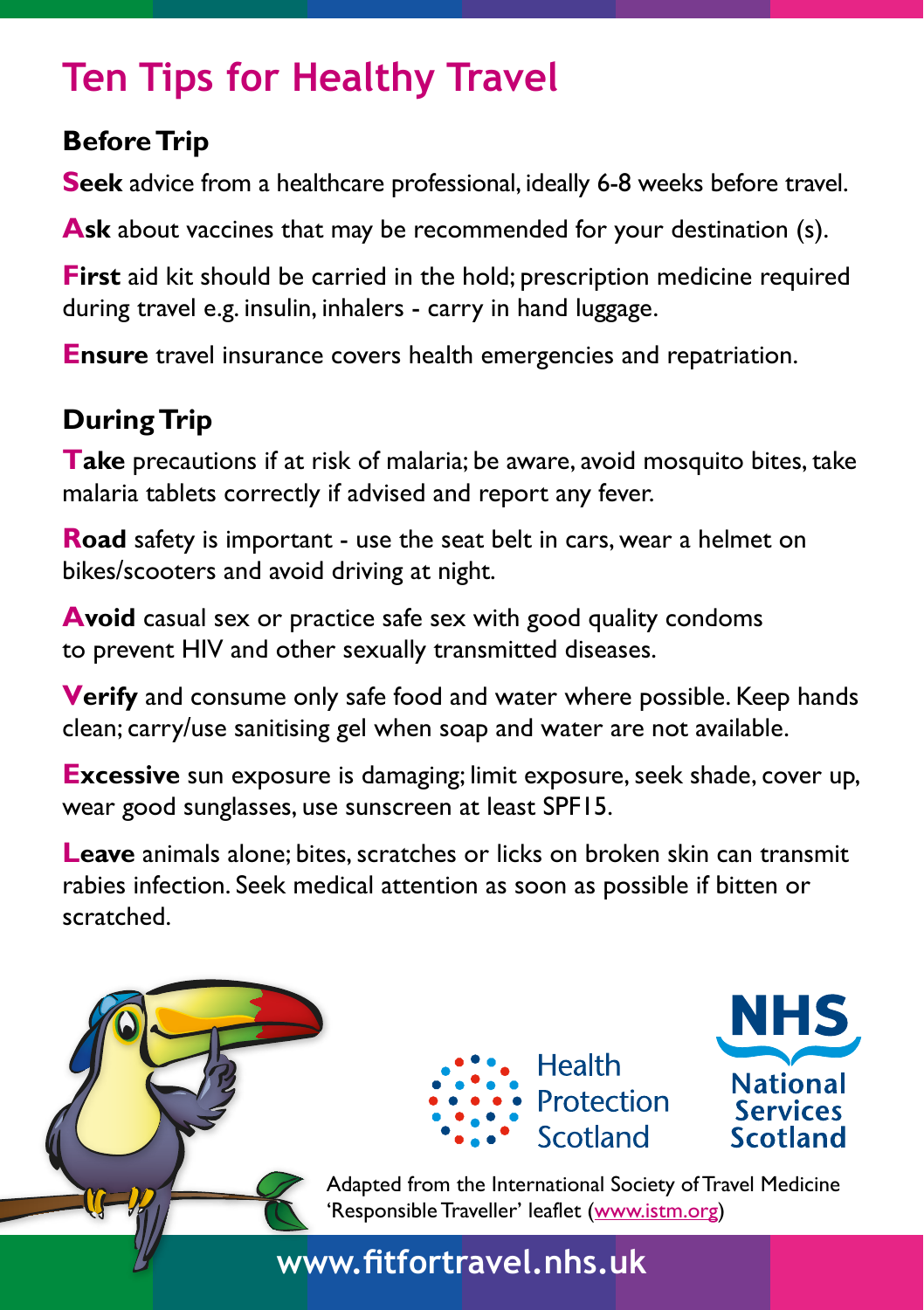# Ten Tips for Healthy Travel

## Before Trip

**Seek** advice from a healthcare professional, ideally 6-8 weeks before travel.

**Ask** about vaccines that may be recommended for your destination (s).

**First** aid kit should be carried in the hold; prescription medicine required during travel e.g. insulin, inhalers - carry in hand luggage.

**Ensure** travel insurance covers health emergencies and repatriation.

## During Trip

**Take** precautions if at risk of malaria; be aware, avoid mosquito bites, take malaria tablets correctly if advised and report any fever.

**Road** safety is important - use the seat belt in cars, wear a helmet on bikes/scooters and avoid driving at night.

**Avoid** casual sex or practice safe sex with good quality condoms to prevent HIV and other sexually transmitted diseases.

**Verify** and consume only safe food and water where possible. Keep hands clean; carry/use sanitising gel when soap and water are not available.

**Excessive** sun exposure is damaging; limit exposure, seek shade, cover up, wear good sunglasses, use sunscreen at least SPF15.

**Leave** animals alone; bites, scratches or licks on broken skin can transmit rabies infection. Seek medical attention as soon as possible if bitten or scratched.

Health Protection Scotland

NHS National Services Scotland

Adapted from the International Society of Travel Medicine 'Responsible Traveller' leaflet (www.istm.org)

www.fitfortravel.nhs.uk